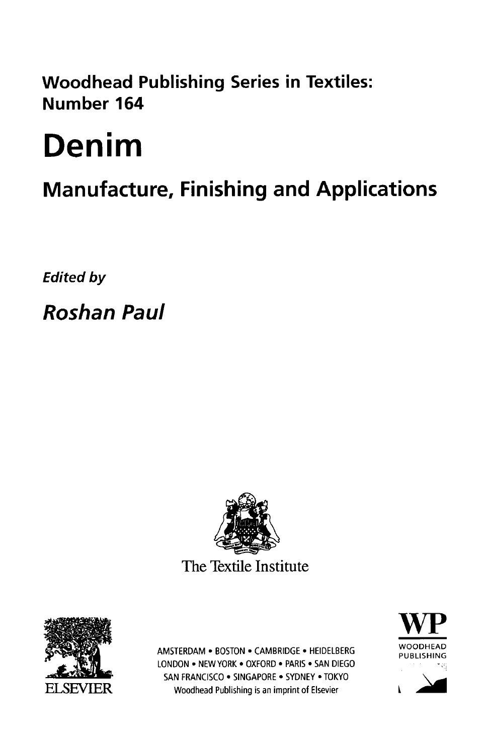**Woodhead Publishing Series in Textiles: Number 164**

# Denim

## Manufacture, Finishing and Applications

*Edited by*

***Roshan Paul***

The Textile Institute

ELSEVIER

AMSTERDAM • BOSTON • CAMBRIDGE • HEIDELBERG
LONDON • NEW YORK • OXFORD • PARIS • SAN DIEGO
SAN FRANCISCO • SINGAPORE • SYDNEY • TOKYO
Woodhead Publishing is an imprint of Elsevier

WP
WOODHEAD PUBLISHING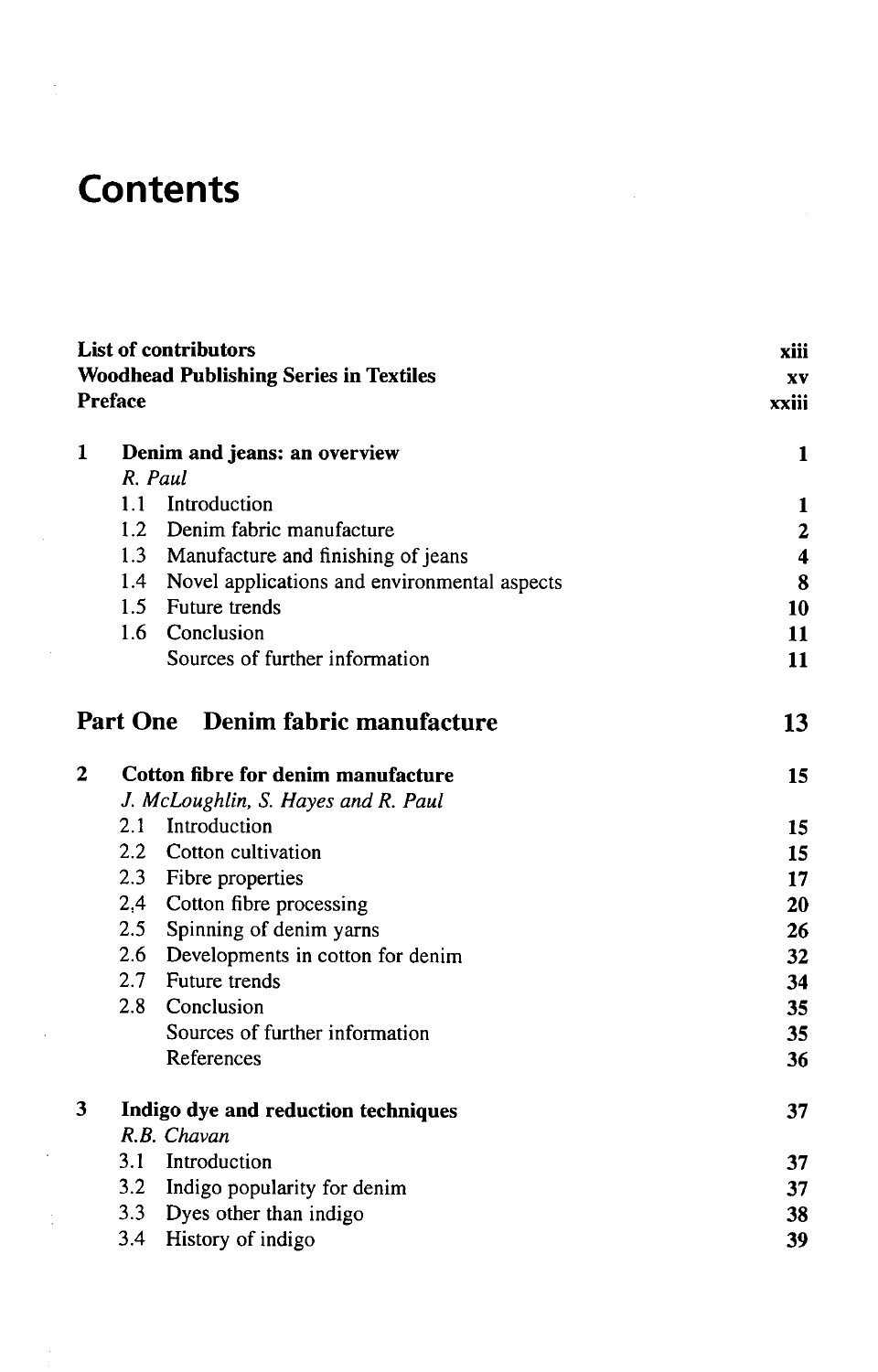# Contents

| | |
|---|---|
| **List of contributors** | **xiii** |
| **Woodhead Publishing Series in Textiles** | **xv** |
| **Preface** | **xxiii** |
| | |
| **1 Denim and jeans: an overview** | **1** |
| *R. Paul* | |
| 1.1 Introduction | **1** |
| 1.2 Denim fabric manufacture | **2** |
| 1.3 Manufacture and finishing of jeans | **4** |
| 1.4 Novel applications and environmental aspects | **8** |
| 1.5 Future trends | **10** |
| 1.6 Conclusion | **11** |
| Sources of further information | **11** |

## Part One Denim fabric manufacture — 13

| | |
|---|---|
| **2 Cotton fibre for denim manufacture** | **15** |
| *J. McLoughlin, S. Hayes and R. Paul* | |
| 2.1 Introduction | **15** |
| 2.2 Cotton cultivation | **15** |
| 2.3 Fibre properties | **17** |
| 2.4 Cotton fibre processing | **20** |
| 2.5 Spinning of denim yarns | **26** |
| 2.6 Developments in cotton for denim | **32** |
| 2.7 Future trends | **34** |
| 2.8 Conclusion | **35** |
| Sources of further information | **35** |
| References | **36** |
| | |
| **3 Indigo dye and reduction techniques** | **37** |
| *R.B. Chavan* | |
| 3.1 Introduction | **37** |
| 3.2 Indigo popularity for denim | **37** |
| 3.3 Dyes other than indigo | **38** |
| 3.4 History of indigo | **39** |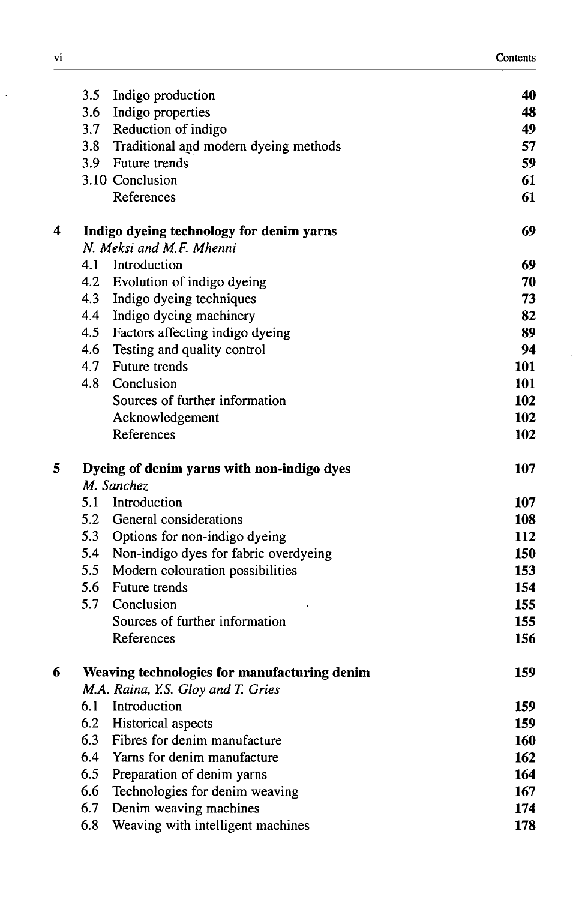| | | |
|---|---|---|
| 3.5 | Indigo production | **40** |
| 3.6 | Indigo properties | **48** |
| 3.7 | Reduction of indigo | **49** |
| 3.8 | Traditional and modern dyeing methods | **57** |
| 3.9 | Future trends | **59** |
| 3.10 | Conclusion | **61** |
| | References | **61** |

**4 Indigo dyeing technology for denim yarns** — **69**

*N. Meksi and M.F. Mhenni*

| | | |
|---|---|---|
| 4.1 | Introduction | **69** |
| 4.2 | Evolution of indigo dyeing | **70** |
| 4.3 | Indigo dyeing techniques | **73** |
| 4.4 | Indigo dyeing machinery | **82** |
| 4.5 | Factors affecting indigo dyeing | **89** |
| 4.6 | Testing and quality control | **94** |
| 4.7 | Future trends | **101** |
| 4.8 | Conclusion | **101** |
| | Sources of further information | **102** |
| | Acknowledgement | **102** |
| | References | **102** |

**5 Dyeing of denim yarns with non-indigo dyes** — **107**

*M. Sanchez*

| | | |
|---|---|---|
| 5.1 | Introduction | **107** |
| 5.2 | General considerations | **108** |
| 5.3 | Options for non-indigo dyeing | **112** |
| 5.4 | Non-indigo dyes for fabric overdyeing | **150** |
| 5.5 | Modern colouration possibilities | **153** |
| 5.6 | Future trends | **154** |
| 5.7 | Conclusion | **155** |
| | Sources of further information | **155** |
| | References | **156** |

**6 Weaving technologies for manufacturing denim** — **159**

*M.A. Raina, Y.S. Gloy and T. Gries*

| | | |
|---|---|---|
| 6.1 | Introduction | **159** |
| 6.2 | Historical aspects | **159** |
| 6.3 | Fibres for denim manufacture | **160** |
| 6.4 | Yarns for denim manufacture | **162** |
| 6.5 | Preparation of denim yarns | **164** |
| 6.6 | Technologies for denim weaving | **167** |
| 6.7 | Denim weaving machines | **174** |
| 6.8 | Weaving with intelligent machines | **178** |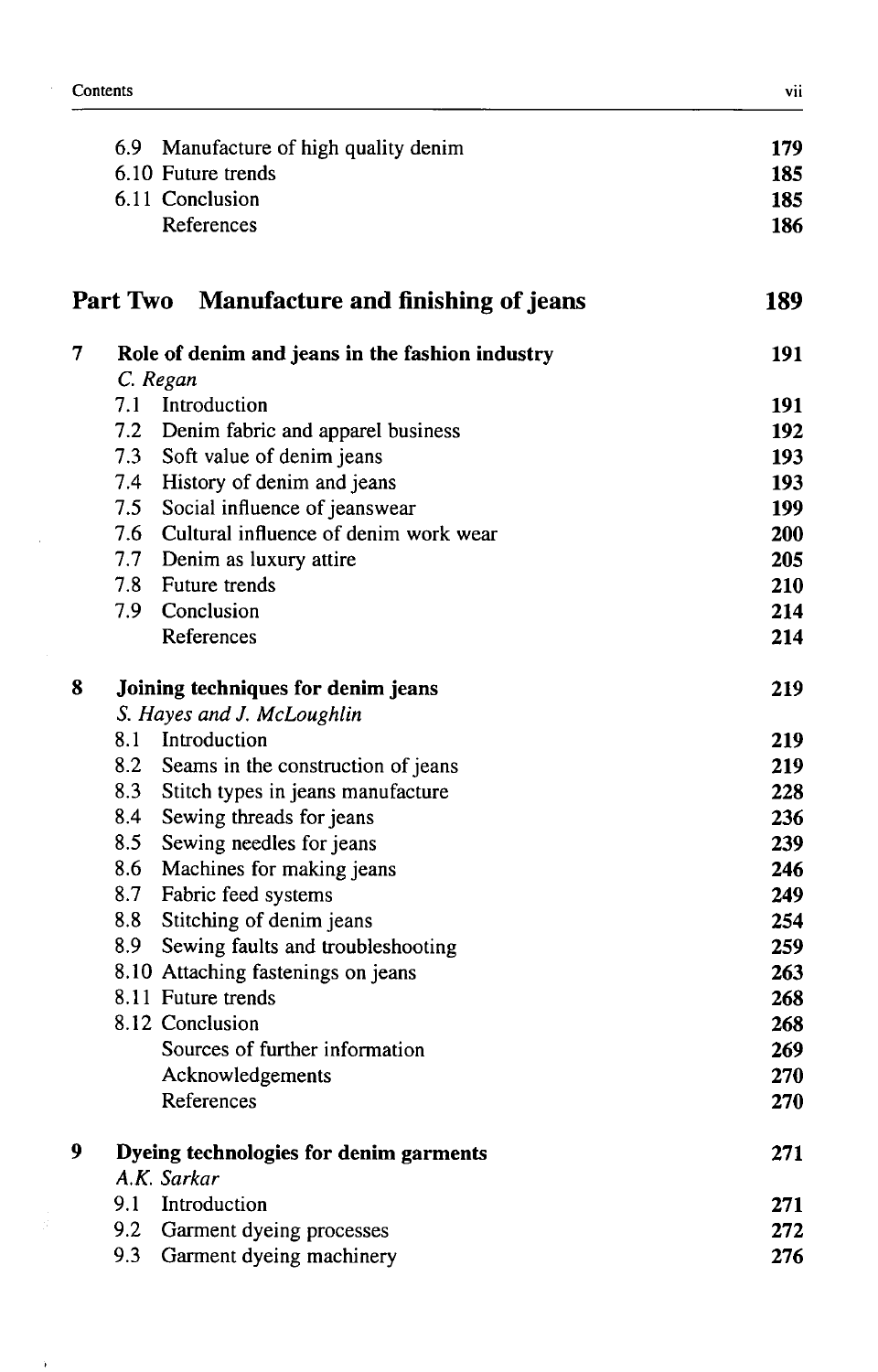| | | |
|---|---|---|
| 6.9 | Manufacture of high quality denim | 179 |
| 6.10 | Future trends | 185 |
| 6.11 | Conclusion | 185 |
| | References | 186 |

## Part Two Manufacture and finishing of jeans — 189

**7 Role of denim and jeans in the fashion industry** — **191**
*C. Regan*

| | | |
|---|---|---|
| 7.1 | Introduction | 191 |
| 7.2 | Denim fabric and apparel business | 192 |
| 7.3 | Soft value of denim jeans | 193 |
| 7.4 | History of denim and jeans | 193 |
| 7.5 | Social influence of jeanswear | 199 |
| 7.6 | Cultural influence of denim work wear | 200 |
| 7.7 | Denim as luxury attire | 205 |
| 7.8 | Future trends | 210 |
| 7.9 | Conclusion | 214 |
| | References | 214 |

**8 Joining techniques for denim jeans** — **219**
*S. Hayes and J. McLoughlin*

| | | |
|---|---|---|
| 8.1 | Introduction | 219 |
| 8.2 | Seams in the construction of jeans | 219 |
| 8.3 | Stitch types in jeans manufacture | 228 |
| 8.4 | Sewing threads for jeans | 236 |
| 8.5 | Sewing needles for jeans | 239 |
| 8.6 | Machines for making jeans | 246 |
| 8.7 | Fabric feed systems | 249 |
| 8.8 | Stitching of denim jeans | 254 |
| 8.9 | Sewing faults and troubleshooting | 259 |
| 8.10 | Attaching fastenings on jeans | 263 |
| 8.11 | Future trends | 268 |
| 8.12 | Conclusion | 268 |
| | Sources of further information | 269 |
| | Acknowledgements | 270 |
| | References | 270 |

**9 Dyeing technologies for denim garments** — **271**
*A.K. Sarkar*

| | | |
|---|---|---|
| 9.1 | Introduction | 271 |
| 9.2 | Garment dyeing processes | 272 |
| 9.3 | Garment dyeing machinery | 276 |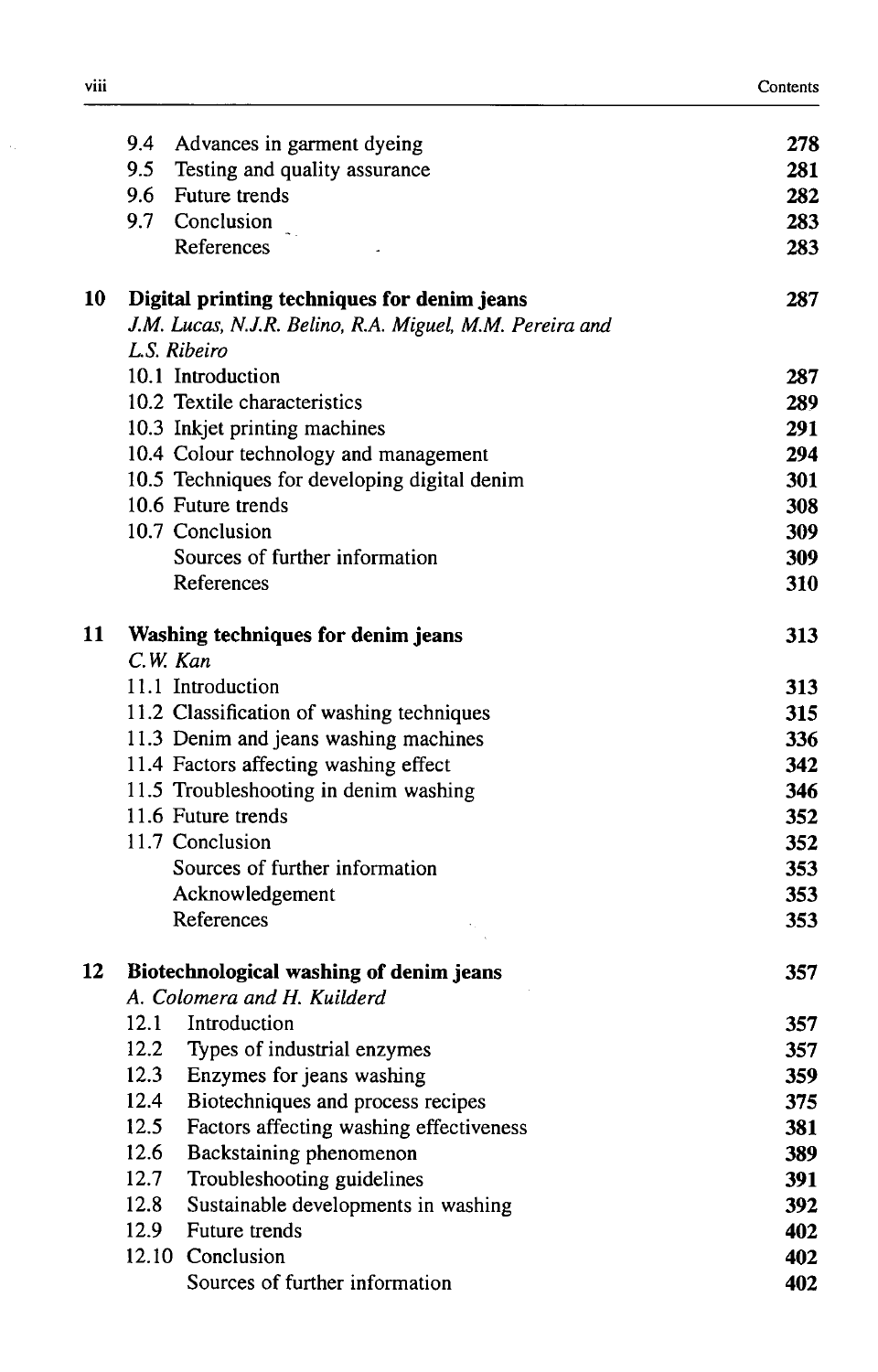| | | |
|---|---|---|
| 9.4 | Advances in garment dyeing | 278 |
| 9.5 | Testing and quality assurance | 281 |
| 9.6 | Future trends | 282 |
| 9.7 | Conclusion | 283 |
| | References | 283 |

**10 Digital printing techniques for denim jeans** **287**

*J.M. Lucas, N.J.R. Belino, R.A. Miguel, M.M. Pereira and L.S. Ribeiro*

| | | |
|---|---|---|
| 10.1 | Introduction | 287 |
| 10.2 | Textile characteristics | 289 |
| 10.3 | Inkjet printing machines | 291 |
| 10.4 | Colour technology and management | 294 |
| 10.5 | Techniques for developing digital denim | 301 |
| 10.6 | Future trends | 308 |
| 10.7 | Conclusion | 309 |
| | Sources of further information | 309 |
| | References | 310 |

**11 Washing techniques for denim jeans** **313**

*C.W. Kan*

| | | |
|---|---|---|
| 11.1 | Introduction | 313 |
| 11.2 | Classification of washing techniques | 315 |
| 11.3 | Denim and jeans washing machines | 336 |
| 11.4 | Factors affecting washing effect | 342 |
| 11.5 | Troubleshooting in denim washing | 346 |
| 11.6 | Future trends | 352 |
| 11.7 | Conclusion | 352 |
| | Sources of further information | 353 |
| | Acknowledgement | 353 |
| | References | 353 |

**12 Biotechnological washing of denim jeans** **357**

*A. Colomera and H. Kuilderd*

| | | |
|---|---|---|
| 12.1 | Introduction | 357 |
| 12.2 | Types of industrial enzymes | 357 |
| 12.3 | Enzymes for jeans washing | 359 |
| 12.4 | Biotechniques and process recipes | 375 |
| 12.5 | Factors affecting washing effectiveness | 381 |
| 12.6 | Backstaining phenomenon | 389 |
| 12.7 | Troubleshooting guidelines | 391 |
| 12.8 | Sustainable developments in washing | 392 |
| 12.9 | Future trends | 402 |
| 12.10 | Conclusion | 402 |
| | Sources of further information | 402 |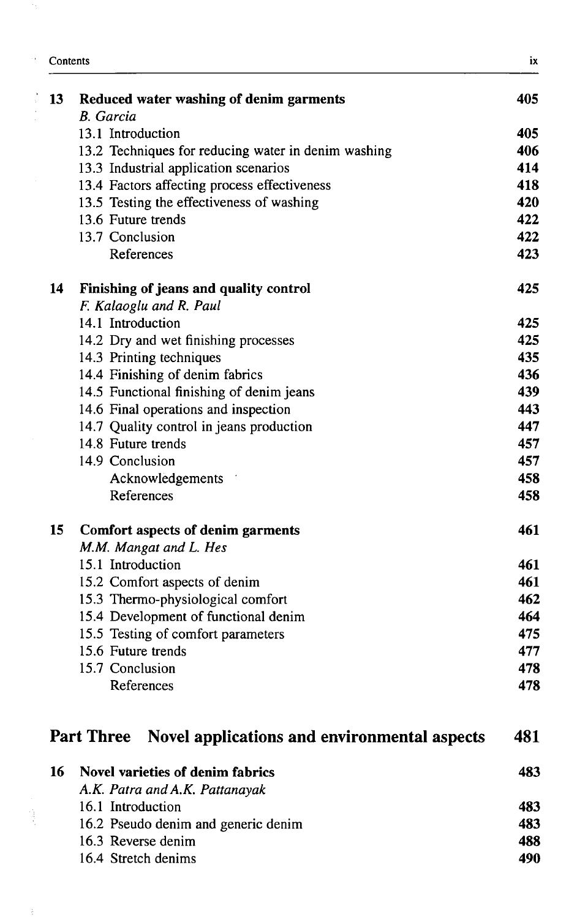| | | |
|---|---|---|
| **13** | **Reduced water washing of denim garments** | **405** |
| | *B. Garcia* | |
| | 13.1 Introduction | **405** |
| | 13.2 Techniques for reducing water in denim washing | **406** |
| | 13.3 Industrial application scenarios | **414** |
| | 13.4 Factors affecting process effectiveness | **418** |
| | 13.5 Testing the effectiveness of washing | **420** |
| | 13.6 Future trends | **422** |
| | 13.7 Conclusion | **422** |
| | References | **423** |
| **14** | **Finishing of jeans and quality control** | **425** |
| | *F. Kalaoglu and R. Paul* | |
| | 14.1 Introduction | **425** |
| | 14.2 Dry and wet finishing processes | **425** |
| | 14.3 Printing techniques | **435** |
| | 14.4 Finishing of denim fabrics | **436** |
| | 14.5 Functional finishing of denim jeans | **439** |
| | 14.6 Final operations and inspection | **443** |
| | 14.7 Quality control in jeans production | **447** |
| | 14.8 Future trends | **457** |
| | 14.9 Conclusion | **457** |
| | Acknowledgements | **458** |
| | References | **458** |
| **15** | **Comfort aspects of denim garments** | **461** |
| | *M.M. Mangat and L. Hes* | |
| | 15.1 Introduction | **461** |
| | 15.2 Comfort aspects of denim | **461** |
| | 15.3 Thermo-physiological comfort | **462** |
| | 15.4 Development of functional denim | **464** |
| | 15.5 Testing of comfort parameters | **475** |
| | 15.6 Future trends | **477** |
| | 15.7 Conclusion | **478** |
| | References | **478** |

## Part Three Novel applications and environmental aspects **481**

| | | |
|---|---|---|
| **16** | **Novel varieties of denim fabrics** | **483** |
| | *A.K. Patra and A.K. Pattanayak* | |
| | 16.1 Introduction | **483** |
| | 16.2 Pseudo denim and generic denim | **483** |
| | 16.3 Reverse denim | **488** |
| | 16.4 Stretch denims | **490** |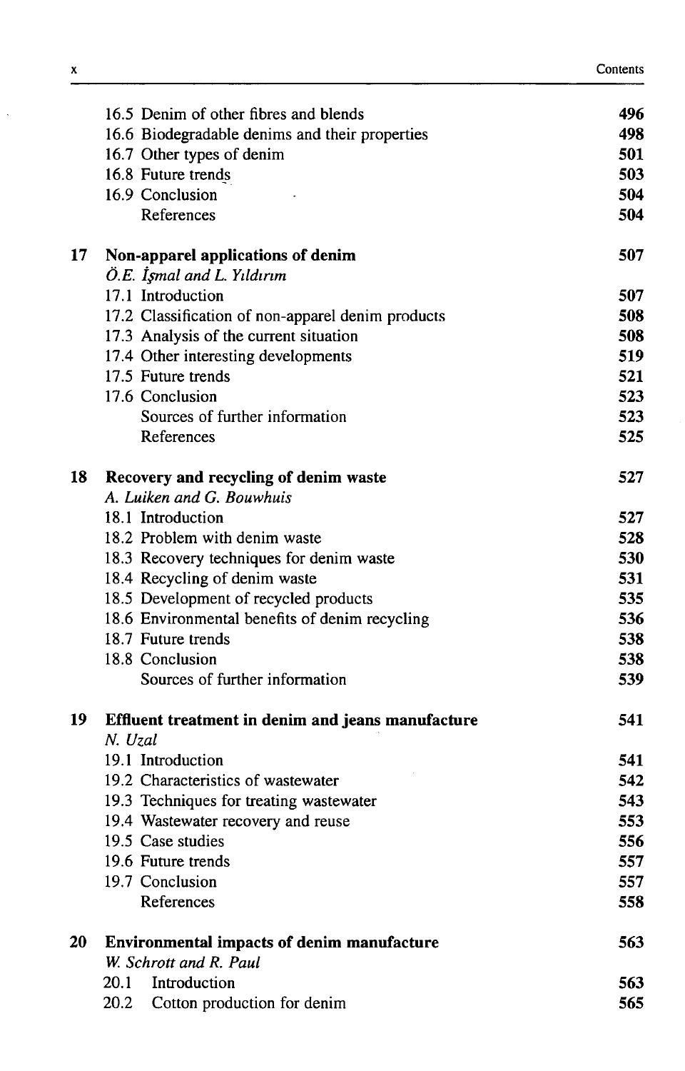| | | |
|---|---|---|
| | 16.5 Denim of other fibres and blends | 496 |
| | 16.6 Biodegradable denims and their properties | 498 |
| | 16.7 Other types of denim | 501 |
| | 16.8 Future trends | 503 |
| | 16.9 Conclusion | 504 |
| | References | 504 |
| **17** | **Non-apparel applications of denim** | **507** |
| | *Ö.E. İşmal and L. Yıldırım* | |
| | 17.1 Introduction | 507 |
| | 17.2 Classification of non-apparel denim products | 508 |
| | 17.3 Analysis of the current situation | 508 |
| | 17.4 Other interesting developments | 519 |
| | 17.5 Future trends | 521 |
| | 17.6 Conclusion | 523 |
| | Sources of further information | 523 |
| | References | 525 |
| **18** | **Recovery and recycling of denim waste** | **527** |
| | *A. Luiken and G. Bouwhuis* | |
| | 18.1 Introduction | 527 |
| | 18.2 Problem with denim waste | 528 |
| | 18.3 Recovery techniques for denim waste | 530 |
| | 18.4 Recycling of denim waste | 531 |
| | 18.5 Development of recycled products | 535 |
| | 18.6 Environmental benefits of denim recycling | 536 |
| | 18.7 Future trends | 538 |
| | 18.8 Conclusion | 538 |
| | Sources of further information | 539 |
| **19** | **Effluent treatment in denim and jeans manufacture** | **541** |
| | *N. Uzal* | |
| | 19.1 Introduction | 541 |
| | 19.2 Characteristics of wastewater | 542 |
| | 19.3 Techniques for treating wastewater | 543 |
| | 19.4 Wastewater recovery and reuse | 553 |
| | 19.5 Case studies | 556 |
| | 19.6 Future trends | 557 |
| | 19.7 Conclusion | 557 |
| | References | 558 |
| **20** | **Environmental impacts of denim manufacture** | **563** |
| | *W. Schrott and R. Paul* | |
| | 20.1 Introduction | 563 |
| | 20.2 Cotton production for denim | 565 |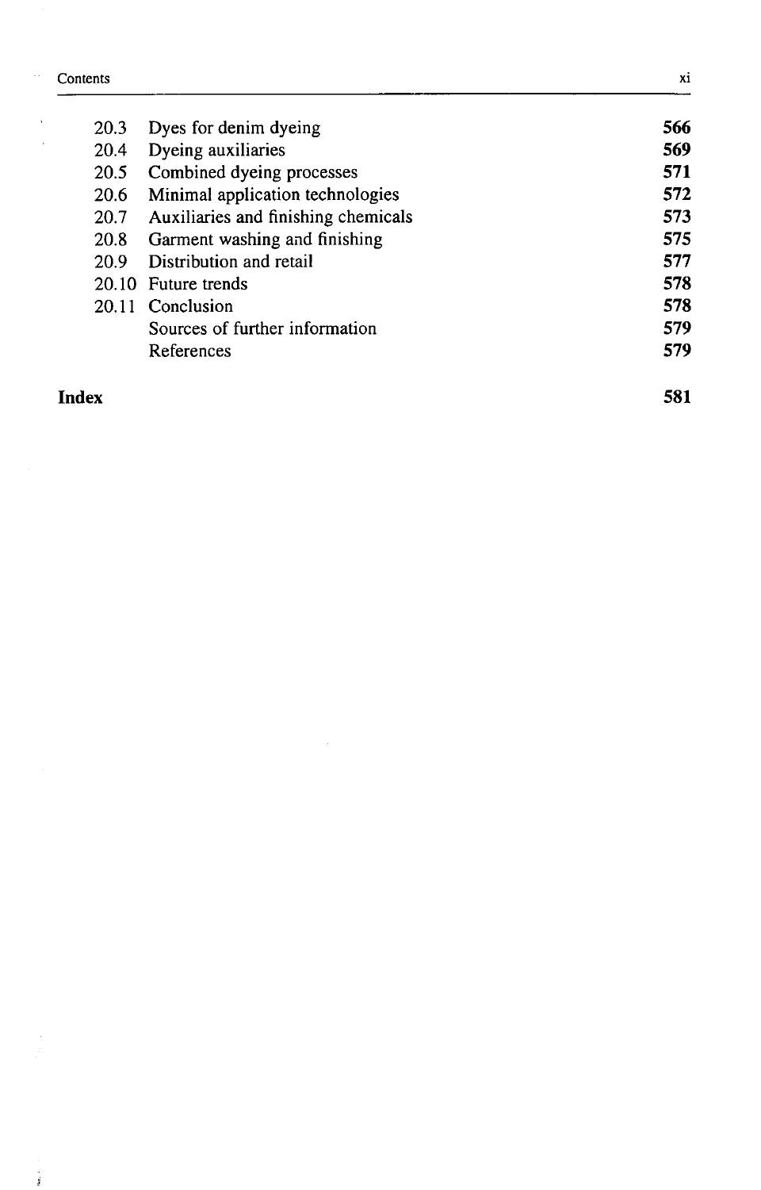| | | |
|---|---|---|
| 20.3 | Dyes for denim dyeing | **566** |
| 20.4 | Dyeing auxiliaries | **569** |
| 20.5 | Combined dyeing processes | **571** |
| 20.6 | Minimal application technologies | **572** |
| 20.7 | Auxiliaries and finishing chemicals | **573** |
| 20.8 | Garment washing and finishing | **575** |
| 20.9 | Distribution and retail | **577** |
| 20.10 | Future trends | **578** |
| 20.11 | Conclusion | **578** |
| | Sources of further information | **579** |
| | References | **579** |

**Index** **581**